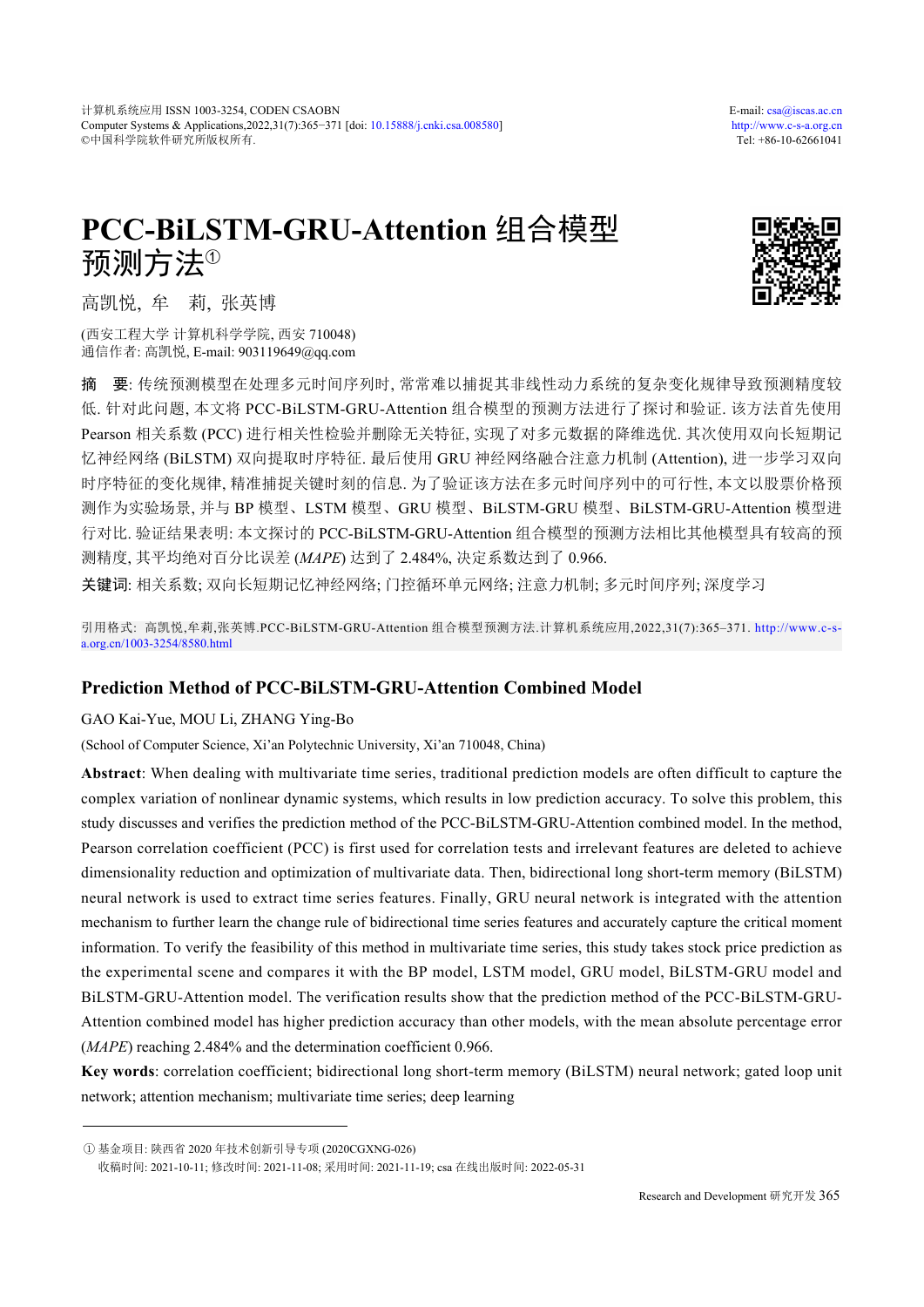# PCC-BiLSTM-GRU-Attention 组合模型预测方法[①]

高凯悦, 牟　莉, 张英博

(西安工程大学 计算机科学学院, 西安 710048)

通信作者: 高凯悦, E-mail: 903119649@qq.com

**摘　要**: 传统预测模型在处理多元时间序列时, 常常难以捕捉其非线性动力系统的复杂变化规律导致预测精度较低. 针对此问题, 本文将 PCC-BiLSTM-GRU-Attention 组合模型的预测方法进行了探讨和验证. 该方法首先使用 Pearson 相关系数 (PCC) 进行相关性检验并删除无关特征, 实现了对多元数据的降维选优. 其次使用双向长短期记忆神经网络 (BiLSTM) 双向提取时序特征. 最后使用 GRU 神经网络融合注意力机制 (Attention), 进一步学习双向时序特征的变化规律, 精准捕捉关键时刻的信息. 为了验证该方法在多元时间序列中的可行性, 本文以股票价格预测作为实验场景, 并与 BP 模型、LSTM 模型、GRU 模型、BiLSTM-GRU 模型、BiLSTM-GRU-Attention 模型进行对比. 验证结果表明: 本文探讨的 PCC-BiLSTM-GRU-Attention 组合模型的预测方法相比其他模型具有较高的预测精度, 其平均绝对百分比误差 (*MAPE*) 达到了 2.484%, 决定系数达到了 0.966.

**关键词**: 相关系数; 双向长短期记忆神经网络; 门控循环单元网络; 注意力机制; 多元时间序列; 深度学习

引用格式: 高凯悦,牟莉,张英博.PCC-BiLSTM-GRU-Attention 组合模型预测方法.计算机系统应用,2022,31(7):365–371. http://www.c-s-a.org.cn/1003-3254/8580.html

## Prediction Method of PCC-BiLSTM-GRU-Attention Combined Model

GAO Kai-Yue, MOU Li, ZHANG Ying-Bo

(School of Computer Science, Xi'an Polytechnic University, Xi'an 710048, China)

**Abstract**: When dealing with multivariate time series, traditional prediction models are often difficult to capture the complex variation of nonlinear dynamic systems, which results in low prediction accuracy. To solve this problem, this study discusses and verifies the prediction method of the PCC-BiLSTM-GRU-Attention combined model. In the method, Pearson correlation coefficient (PCC) is first used for correlation tests and irrelevant features are deleted to achieve dimensionality reduction and optimization of multivariate data. Then, bidirectional long short-term memory (BiLSTM) neural network is used to extract time series features. Finally, GRU neural network is integrated with the attention mechanism to further learn the change rule of bidirectional time series features and accurately capture the critical moment information. To verify the feasibility of this method in multivariate time series, this study takes stock price prediction as the experimental scene and compares it with the BP model, LSTM model, GRU model, BiLSTM-GRU model and BiLSTM-GRU-Attention model. The verification results show that the prediction method of the PCC-BiLSTM-GRU-Attention combined model has higher prediction accuracy than other models, with the mean absolute percentage error (*MAPE*) reaching 2.484% and the determination coefficient 0.966.

**Key words**: correlation coefficient; bidirectional long short-term memory (BiLSTM) neural network; gated loop unit network; attention mechanism; multivariate time series; deep learning

---

① 基金项目: 陕西省 2020 年技术创新引导专项 (2020CGXNG-026)

收稿时间: 2021-10-11; 修改时间: 2021-11-08; 采用时间: 2021-11-19; csa 在线出版时间: 2022-05-31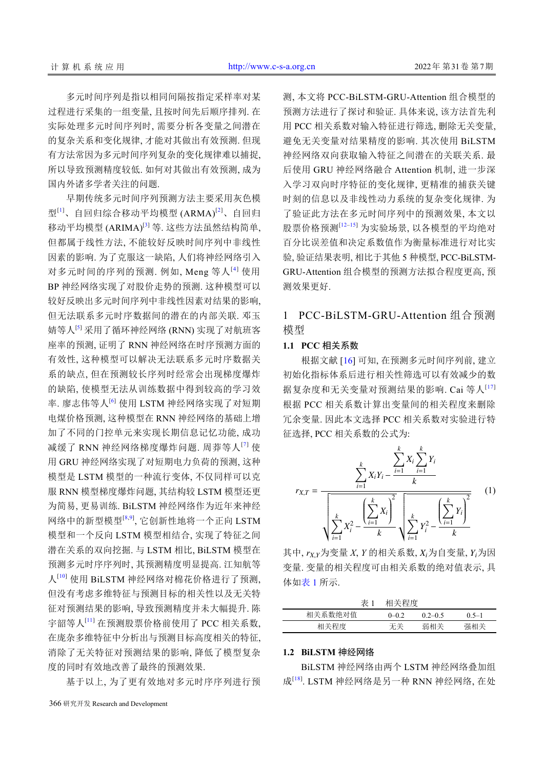多元时间序列是指以相同间隔按指定采样率对某过程进行采集的一组变量, 且按时间先后顺序排列. 在实际处理多元时间序列时, 需要分析各变量之间潜在的复杂关系和变化规律, 才能对其做出有效预测. 但现有方法常因为多元时间序列复杂的变化规律难以捕捉, 所以导致预测精度较低. 如何对其做出有效预测, 成为国内外诸多学者关注的问题.

早期传统多元时间序列预测方法主要采用灰色模型[1]、自回归综合移动平均模型 (ARMA)[2]、自回归移动平均模型 (ARIMA)[3] 等. 这些方法虽然结构简单, 但都属于线性方法, 不能较好反映时间序列中非线性因素的影响. 为了克服这一缺陷, 人们将神经网络引入对多元时间的序列的预测. 例如, Meng 等人[4] 使用 BP 神经网络实现了对股价走势的预测. 这种模型可以较好反映出多元时间序列中非线性因素对结果的影响, 但无法联系多元时序数据间的潜在的内部关联. 邓玉婧等人[5] 采用了循环神经网络 (RNN) 实现了对航班客座率的预测, 证明了 RNN 神经网络在时序预测方面的有效性, 这种模型可以解决无法联系多元时序数据关系的缺点, 但在预测较长序列时经常会出现梯度爆炸的缺陷, 使模型无法从训练数据中得到较高的学习效率. 廖志伟等人[6] 使用 LSTM 神经网络实现了对短期电煤价格预测, 这种模型在 RNN 神经网络的基础上增加了不同的门控单元来实现长期信息记忆功能, 成功减缓了 RNN 神经网络梯度爆炸问题. 周莽等人[7] 使用 GRU 神经网络实现了对短期电力负荷的预测, 这种模型是 LSTM 模型的一种流行变体, 不仅同样可以克服 RNN 模型梯度爆炸问题, 其结构较 LSTM 模型还更为简易, 更易训练. BiLSTM 神经网络作为近年来神经网络中的新型模型[8,9], 它创新性地将一个正向 LSTM 模型和一个反向 LSTM 模型相结合, 实现了特征之间潜在关系的双向挖掘. 与 LSTM 相比, BiLSTM 模型在预测多元时序序列时, 其预测精度明显提高. 江知航等人[10] 使用 BiLSTM 神经网络对棉花价格进行了预测, 但没有考虑多维特征与预测目标的相关性以及无关特征对预测结果的影响, 导致预测精度并未大幅提升. 陈宇韶等人[11] 在预测股票价格前使用了 PCC 相关系数, 在庞杂多维特征中分析出与预测目标高度相关的特征, 消除了无关特征对预测结果的影响, 降低了模型复杂度的同时有效地改善了最终的预测效果.

基于以上, 为了更有效地对多元时序序列进行预测, 本文将 PCC-BiLSTM-GRU-Attention 组合模型的预测方法进行了探讨和验证. 具体来说, 该方法首先利用 PCC 相关系数对输入特征进行筛选, 删除无关变量, 避免无关变量对结果精度的影响. 其次使用 BiLSTM 神经网络双向获取输入特征之间潜在的关联关系. 最后使用 GRU 神经网络融合 Attention 机制, 进一步深入学习双向时序特征的变化规律, 更精准的捕获关键时刻的信息以及非线性动力系统的复杂变化规律. 为了验证此方法在多元时间序列中的预测效果, 本文以股票价格预测[12–15] 为实验场景, 以各模型的平均绝对百分比误差值和决定系数值作为衡量标准进行对比实验, 验证结果表明, 相比于其他 5 种模型, PCC-BiLSTM-GRU-Attention 组合模型的预测方法拟合程度更高, 预测效果更好.

## 1 PCC-BiLSTM-GRU-Attention 组合预测模型

### 1.1 PCC 相关系数

根据文献 [16] 可知, 在预测多元时间序列前, 建立初始化指标体系后进行相关性筛选可以有效减少的数据复杂度和无关变量对预测结果的影响. Cai 等人[17] 根据 PCC 相关系数计算出变量间的相关程度来删除冗余变量. 因此本文选择 PCC 相关系数对实验进行特征选择, PCC 相关系数的公式为:

$$r_{X,T}=\frac{\sum\limits_{i=1}^{k}X_iY_i-\dfrac{\sum\limits_{i=1}^{k}X_i\sum\limits_{i=1}^{k}Y_i}{k}}{\sqrt{\sum\limits_{i=1}^{k}X_i^2-\dfrac{\left(\sum\limits_{i=1}^{k}X_i\right)^2}{k}}\sqrt{\sum\limits_{i=1}^{k}Y_i^2-\dfrac{\left(\sum\limits_{i=1}^{k}Y_i\right)^2}{k}}} \tag{1}$$

其中, $r_{X,Y}$为变量 $X$, $Y$ 的相关系数, $X_i$为自变量, $Y_i$为因变量. 变量的相关程度可由相关系数的绝对值表示, 具体如表 1 所示.

表 1　相关程度

| 相关系数绝对值 | 0–0.2 | 0.2–0.5 | 0.5–1 |
| --- | --- | --- | --- |
| 相关程度 | 无关 | 弱相关 | 强相关 |

### 1.2 BiLSTM 神经网络

BiLSTM 神经网络由两个 LSTM 神经网络叠加组成[18]. LSTM 神经网络是另一种 RNN 神经网络, 在处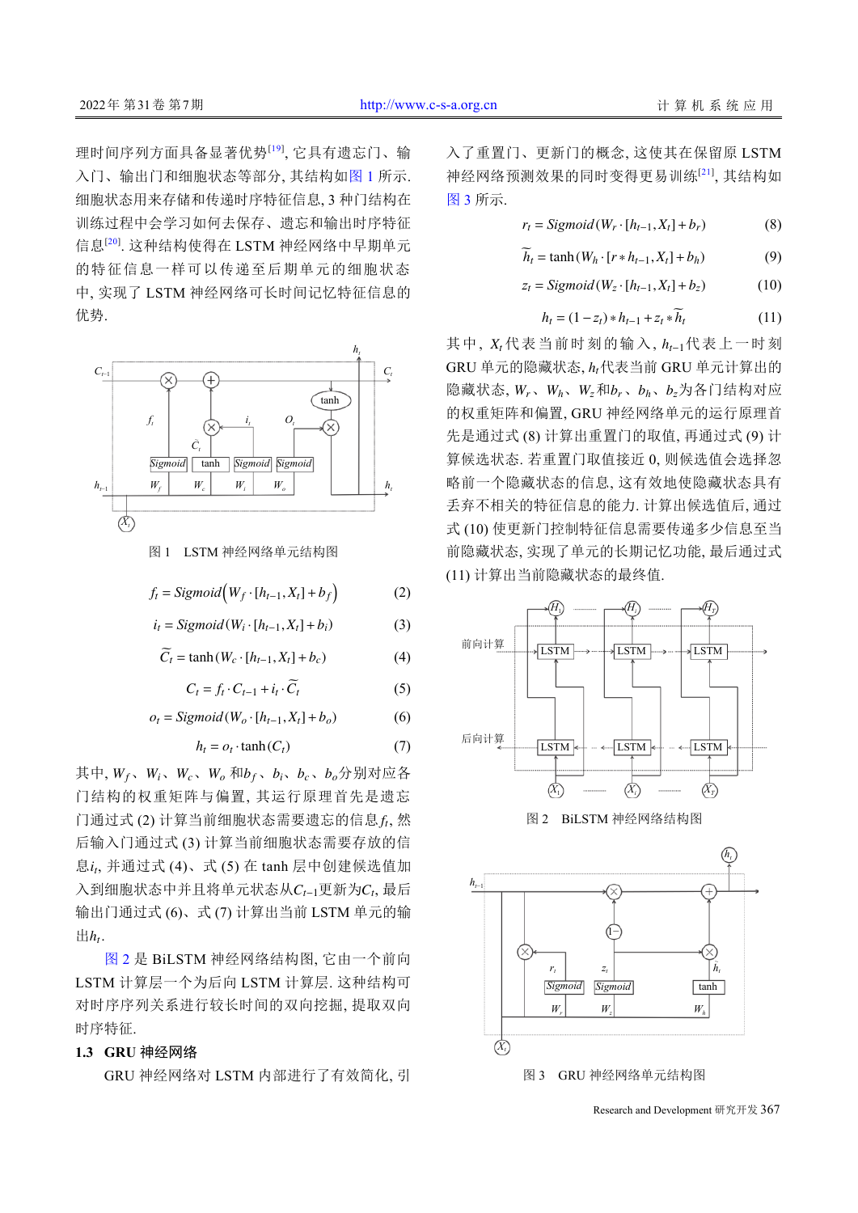理时间序列方面具备显著优势[19], 它具有遗忘门、输入门、输出门和细胞状态等部分, 其结构如图 1 所示. 细胞状态用来存储和传递时序特征信息, 3 种门结构在训练过程中会学习如何去保存、遗忘和输出时序特征信息[20]. 这种结构使得在 LSTM 神经网络中早期单元的特征信息一样可以传递至后期单元的细胞状态中, 实现了 LSTM 神经网络可长时间记忆特征信息的优势.

图 1　LSTM 神经网络单元结构图

$$f_t = Sigmoid\left(W_f \cdot [h_{t-1}, X_t] + b_f\right) \tag{2}$$

$$i_t = Sigmoid(W_i \cdot [h_{t-1}, X_t] + b_i) \tag{3}$$

$$\widetilde{C}_t = \tanh(W_c \cdot [h_{t-1}, X_t] + b_c) \tag{4}$$

$$C_t = f_t \cdot C_{t-1} + i_t \cdot \widetilde{C}_t \tag{5}$$

$$o_t = Sigmoid(W_o \cdot [h_{t-1}, X_t] + b_o) \tag{6}$$

$$h_t = o_t \cdot \tanh(C_t) \tag{7}$$

其中, $W_f$、$W_i$、$W_c$、$W_o$ 和$b_f$、$b_i$、$b_c$、$b_o$分别对应各门结构的权重矩阵与偏置, 其运行原理首先是遗忘门通过式 (2) 计算当前细胞状态需要遗忘的信息$f_t$, 然后输入门通过式 (3) 计算当前细胞状态需要存放的信息$i_t$, 并通过式 (4)、式 (5) 在 tanh 层中创建候选值加入到细胞状态中并且将单元状态从$C_{t-1}$更新为$C_t$, 最后输出门通过式 (6)、式 (7) 计算出当前 LSTM 单元的输出$h_t$.

图 2 是 BiLSTM 神经网络结构图, 它由一个前向 LSTM 计算层一个为后向 LSTM 计算层. 这种结构可对时序序列关系进行较长时间的双向挖掘, 提取双向时序特征.

### 1.3　GRU 神经网络

GRU 神经网络对 LSTM 内部进行了有效简化, 引入了重置门、更新门的概念, 这使其在保留原 LSTM 神经网络预测效果的同时变得更易训练[21], 其结构如图 3 所示.

$$r_t = Sigmoid(W_r \cdot [h_{t-1}, X_t] + b_r) \tag{8}$$

$$\widetilde{h}_t = \tanh(W_h \cdot [r * h_{t-1}, X_t] + b_h) \tag{9}$$

$$z_t = Sigmoid(W_z \cdot [h_{t-1}, X_t] + b_z) \tag{10}$$

$$h_t = (1 - z_t) * h_{t-1} + z_t * \widetilde{h}_t \tag{11}$$

其中, $X_t$代表当前时刻的输入, $h_{t-1}$代表上一时刻 GRU 单元的隐藏状态, $h_t$代表当前 GRU 单元计算出的隐藏状态, $W_r$、$W_h$、$W_z$和$b_r$、$b_h$、$b_z$为各门结构对应的权重矩阵和偏置, GRU 神经网络单元的运行原理首先是通过式 (8) 计算出重置门的取值, 再通过式 (9) 计算候选状态. 若重置门取值接近 0, 则候选值会选择忽略前一个隐藏状态的信息, 这有效地使隐藏状态具有丢弃不相关的特征信息的能力. 计算出候选值后, 通过式 (10) 使更新门控制特征信息需要传递多少信息至当前隐藏状态, 实现了单元的长期记忆功能, 最后通过式 (11) 计算出当前隐藏状态的最终值.

图 2　BiLSTM 神经网络结构图

图 3　GRU 神经网络单元结构图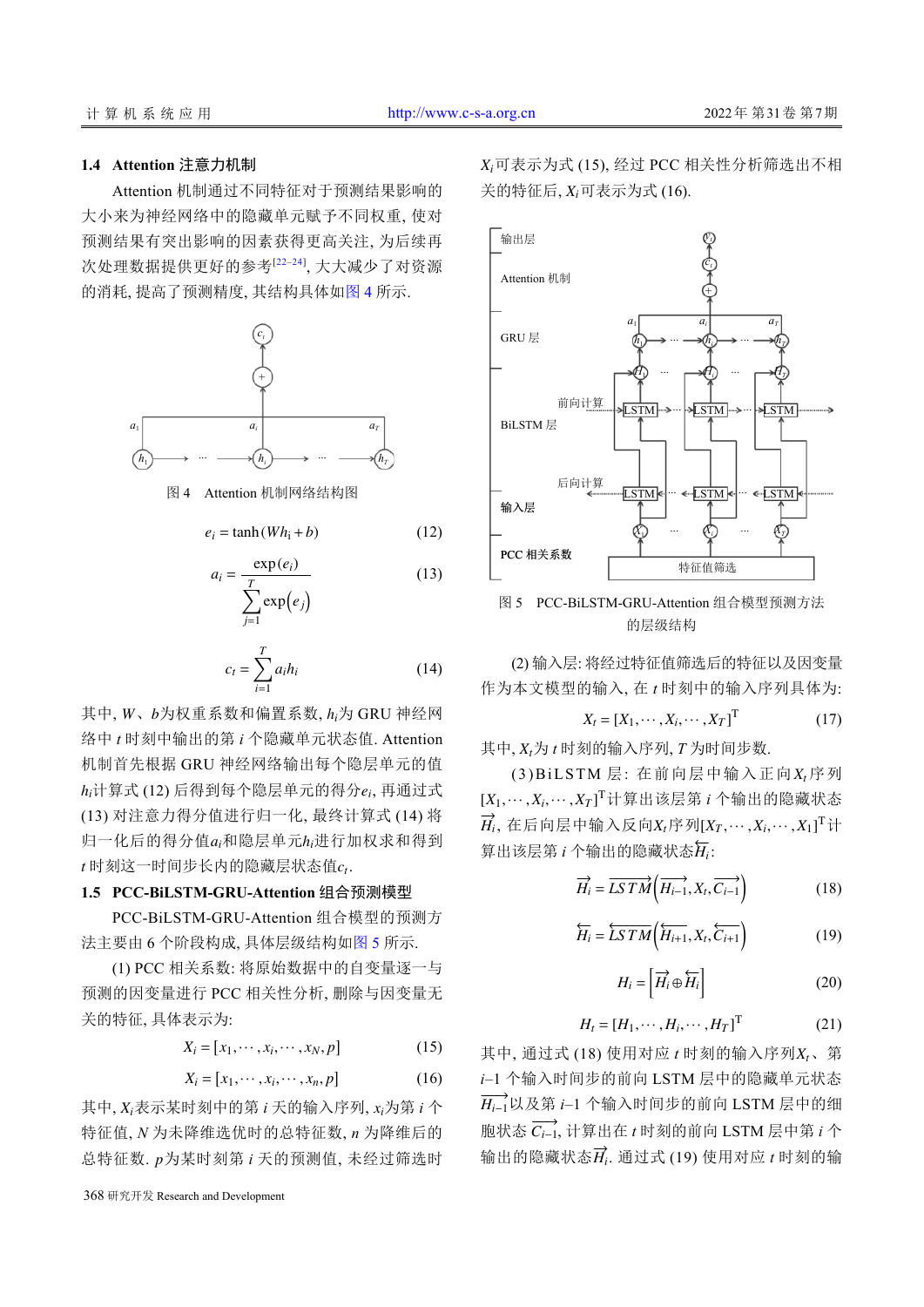### 1.4 Attention 注意力机制

Attention 机制通过不同特征对于预测结果影响的大小来为神经网络中的隐藏单元赋予不同权重, 使对预测结果有突出影响的因素获得更高关注, 为后续再次处理数据提供更好的参考[22–24], 大大减少了对资源的消耗, 提高了预测精度, 其结构具体如图 4 所示.

图 4　Attention 机制网络结构图

$$e_i = \tanh(Wh_i + b) \tag{12}$$

$$a_i = \frac{\exp(e_i)}{\sum_{j=1}^{T}\exp(e_j)} \tag{13}$$

$$c_t = \sum_{i=1}^{T} a_i h_i \tag{14}$$

其中, $W$、$b$为权重系数和偏置系数, $h_i$为 GRU 神经网络中 $t$ 时刻中输出的第 $i$ 个隐藏单元状态值. Attention 机制首先根据 GRU 神经网络输出每个隐层单元的值 $h_i$计算式 (12) 后得到每个隐层单元的得分$e_i$, 再通过式 (13) 对注意力得分值进行归一化, 最终计算式 (14) 将归一化后的得分值$a_i$和隐层单元$h_i$进行加权求和得到 $t$ 时刻这一时间步长内的隐藏层状态值$c_t$.

### 1.5 PCC-BiLSTM-GRU-Attention 组合预测模型

PCC-BiLSTM-GRU-Attention 组合模型的预测方法主要由 6 个阶段构成, 具体层级结构如图 5 所示.

(1) PCC 相关系数: 将原始数据中的自变量逐一与预测的因变量进行 PCC 相关性分析, 删除与因变量无关的特征, 具体表示为:

$$X_i = [x_1, \cdots, x_i, \cdots, x_N, p] \tag{15}$$

$$X_i = [x_1, \cdots, x_i, \cdots, x_n, p] \tag{16}$$

其中, $X_i$表示某时刻中的第 $i$ 天的输入序列, $x_i$为第 $i$ 个特征值, $N$ 为未降维选优时的总特征数, $n$ 为降维后的总特征数. $p$为某时刻第 $i$ 天的预测值, 未经过筛选时 $X_i$可表示为式 (15), 经过 PCC 相关性分析筛选出不相关的特征后, $X_i$可表示为式 (16).

图 5　PCC-BiLSTM-GRU-Attention 组合模型预测方法的层级结构

(2) 输入层: 将经过特征值筛选后的特征以及因变量作为本文模型的输入, 在 $t$ 时刻中的输入序列具体为:

$$X_t = [X_1, \cdots, X_i, \cdots, X_T]^{\mathrm{T}} \tag{17}$$

其中, $X_t$为 $t$ 时刻的输入序列, $T$ 为时间步数.

(3) BiLSTM 层: 在前向层中输入正向$X_t$序列$[X_1, \cdots, X_i, \cdots, X_T]^{\mathrm{T}}$计算出该层第 $i$ 个输出的隐藏状态$\overrightarrow{H_i}$, 在后向层中输入反向$X_t$序列$[X_T, \cdots, X_i, \cdots, X_1]^{\mathrm{T}}$计算出该层第 $i$ 个输出的隐藏状态$\overleftarrow{H_i}$:

$$\overrightarrow{H_i} = \overrightarrow{LSTM}\left(\overrightarrow{H_{i-1}}, X_t, \overrightarrow{C_{i-1}}\right) \tag{18}$$

$$\overleftarrow{H_i} = \overleftarrow{LSTM}\left(\overleftarrow{H_{i+1}}, X_t, \overleftarrow{C_{i+1}}\right) \tag{19}$$

$$H_i = \left[\overrightarrow{H_i} \oplus \overleftarrow{H_i}\right] \tag{20}$$

$$H_t = [H_1, \cdots, H_i, \cdots, H_T]^{\mathrm{T}} \tag{21}$$

其中, 通过式 (18) 使用对应 $t$ 时刻的输入序列$X_t$、第 $i$–1 个输入时间步的前向 LSTM 层中的隐藏单元状态$\overrightarrow{H_{i-1}}$以及第 $i$–1 个输入时间步的前向 LSTM 层中的细胞状态 $\overrightarrow{C_{i-1}}$, 计算出在 $t$ 时刻的前向 LSTM 层中第 $i$ 个输出的隐藏状态$\overrightarrow{H_i}$. 通过式 (19) 使用对应 $t$ 时刻的输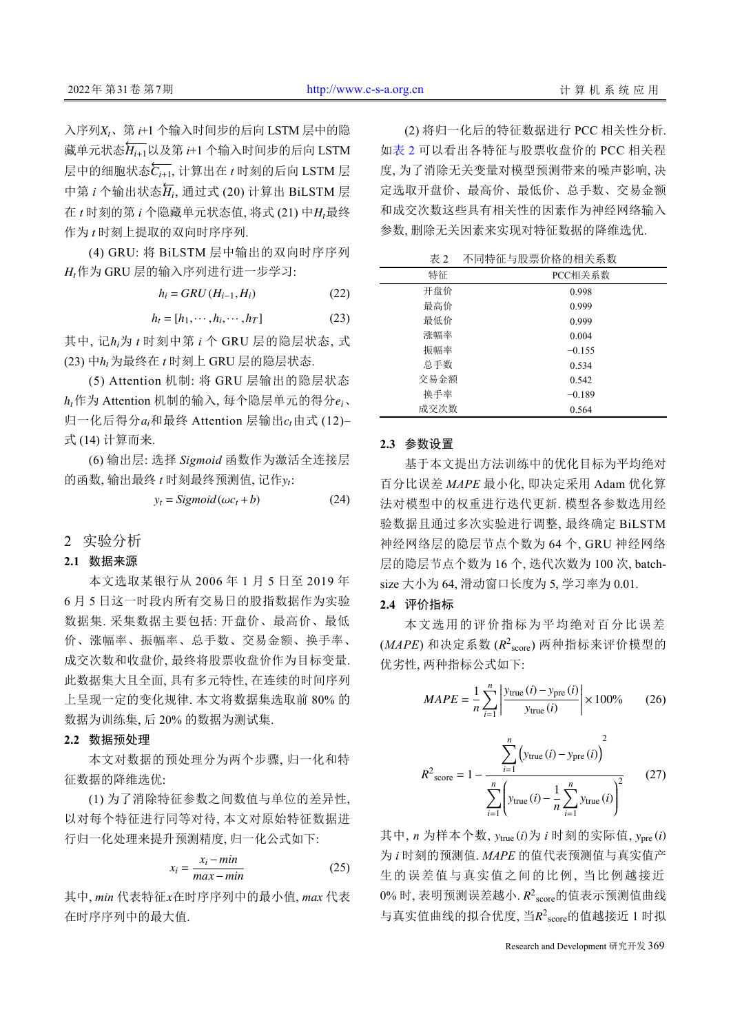入序列$X_t$、第 $i$+1 个输入时间步的后向 LSTM 层中的隐藏单元状态$\overleftarrow{H_{i+1}}$以及第 $i$+1 个输入时间步的后向 LSTM 层中的细胞状态$\overleftarrow{C_{i+1}}$, 计算出在 $t$ 时刻的后向 LSTM 层中第 $i$ 个输出状态$\overleftarrow{H_i}$, 通过式 (20) 计算出 BiLSTM 层在 $t$ 时刻的第 $i$ 个隐藏单元状态值, 将式 (21) 中$H_t$最终作为 $t$ 时刻上提取的双向时序序列.

(4) GRU: 将 BiLSTM 层中输出的双向时序序列$H_t$作为 GRU 层的输入序列进行进一步学习:

$$h_i = GRU(H_{i-1}, H_i) \tag{22}$$

$$h_t = [h_1, \cdots, h_i, \cdots, h_T] \tag{23}$$

其中, 记$h_i$为 $t$ 时刻中第 $i$ 个 GRU 层的隐层状态, 式 (23) 中$h_t$为最终在 $t$ 时刻上 GRU 层的隐层状态.

(5) Attention 机制: 将 GRU 层输出的隐层状态$h_t$作为 Attention 机制的输入, 每个隐层单元的得分$e_i$、归一化后得分$a_i$和最终 Attention 层输出$c_t$由式 (12)–式 (14) 计算而来.

(6) 输出层: 选择 *Sigmoid* 函数作为激活全连接层的函数, 输出最终 $t$ 时刻最终预测值, 记作$y_t$:

$$y_t = Sigmoid(\omega c_t + b) \tag{24}$$

## 2 实验分析

### 2.1 数据来源

本文选取某银行从 2006 年 1 月 5 日至 2019 年 6 月 5 日这一时段内所有交易日的股指数据作为实验数据集. 采集数据主要包括: 开盘价、最高价、最低价、涨幅率、振幅率、总手数、交易金额、换手率、成交次数和收盘价, 最终将股票收盘价作为目标变量. 此数据集大且全面, 具有多元特性, 在连续的时间序列上呈现一定的变化规律. 本文将数据集选取前 80% 的数据为训练集, 后 20% 的数据为测试集.

### 2.2 数据预处理

本文对数据的预处理分为两个步骤, 归一化和特征数据的降维选优:

(1) 为了消除特征参数之间数值与单位的差异性, 以对每个特征进行同等对待, 本文对原始特征数据进行归一化处理来提升预测精度, 归一化公式如下:

$$x_i = \frac{x_i - min}{max - min} \tag{25}$$

其中, *min* 代表特征$x$在时序序列中的最小值, *max* 代表在时序序列中的最大值.

(2) 将归一化后的特征数据进行 PCC 相关性分析. 如表 2 可以看出各特征与股票收盘价的 PCC 相关程度, 为了消除无关变量对模型预测带来的噪声影响, 决定选取开盘价、最高价、最低价、总手数、交易金额和成交次数这些具有相关性的因素作为神经网络输入参数, 删除无关因素来实现对特征数据的降维选优.

表 2　不同特征与股票价格的相关系数

| 特征 | PCC相关系数 |
| --- | --- |
| 开盘价 | 0.998 |
| 最高价 | 0.999 |
| 最低价 | 0.999 |
| 涨幅率 | 0.004 |
| 振幅率 | −0.155 |
| 总手数 | 0.534 |
| 交易金额 | 0.542 |
| 换手率 | −0.189 |
| 成交次数 | 0.564 |

### 2.3 参数设置

基于本文提出方法训练中的优化目标为平均绝对百分比误差 *MAPE* 最小化, 即决定采用 Adam 优化算法对模型中的权重进行迭代更新. 模型各参数选用经验数据且通过多次实验进行调整, 最终确定 BiLSTM 神经网络层的隐层节点个数为 64 个, GRU 神经网络层的隐层节点个数为 16 个, 迭代次数为 100 次, batch-size 大小为 64, 滑动窗口长度为 5, 学习率为 0.01.

### 2.4 评价指标

本文选用的评价指标为平均绝对百分比误差 (*MAPE*) 和决定系数 ($R^2_{score}$) 两种指标来评价模型的优劣性, 两种指标公式如下:

$$MAPE = \frac{1}{n}\sum_{i=1}^{n}\left|\frac{y_{true}(i) - y_{pre}(i)}{y_{true}(i)}\right| \times 100\% \tag{26}$$

$$R^2_{score} = 1 - \frac{\sum_{i=1}^{n}\left(y_{true}(i) - y_{pre}(i)\right)^2}{\sum_{i=1}^{n}\left(y_{true}(i) - \frac{1}{n}\sum_{i=1}^{n}y_{true}(i)\right)^2} \tag{27}$$

其中, $n$ 为样本个数, $y_{true}(i)$为 $i$ 时刻的实际值, $y_{pre}(i)$为 $i$ 时刻的预测值. *MAPE* 的值代表预测值与真实值产生的误差值与真实值之间的比例, 当比例越接近 0% 时, 表明预测误差越小. $R^2_{score}$的值表示预测值曲线与真实值曲线的拟合优度, 当$R^2_{score}$的值越接近 1 时拟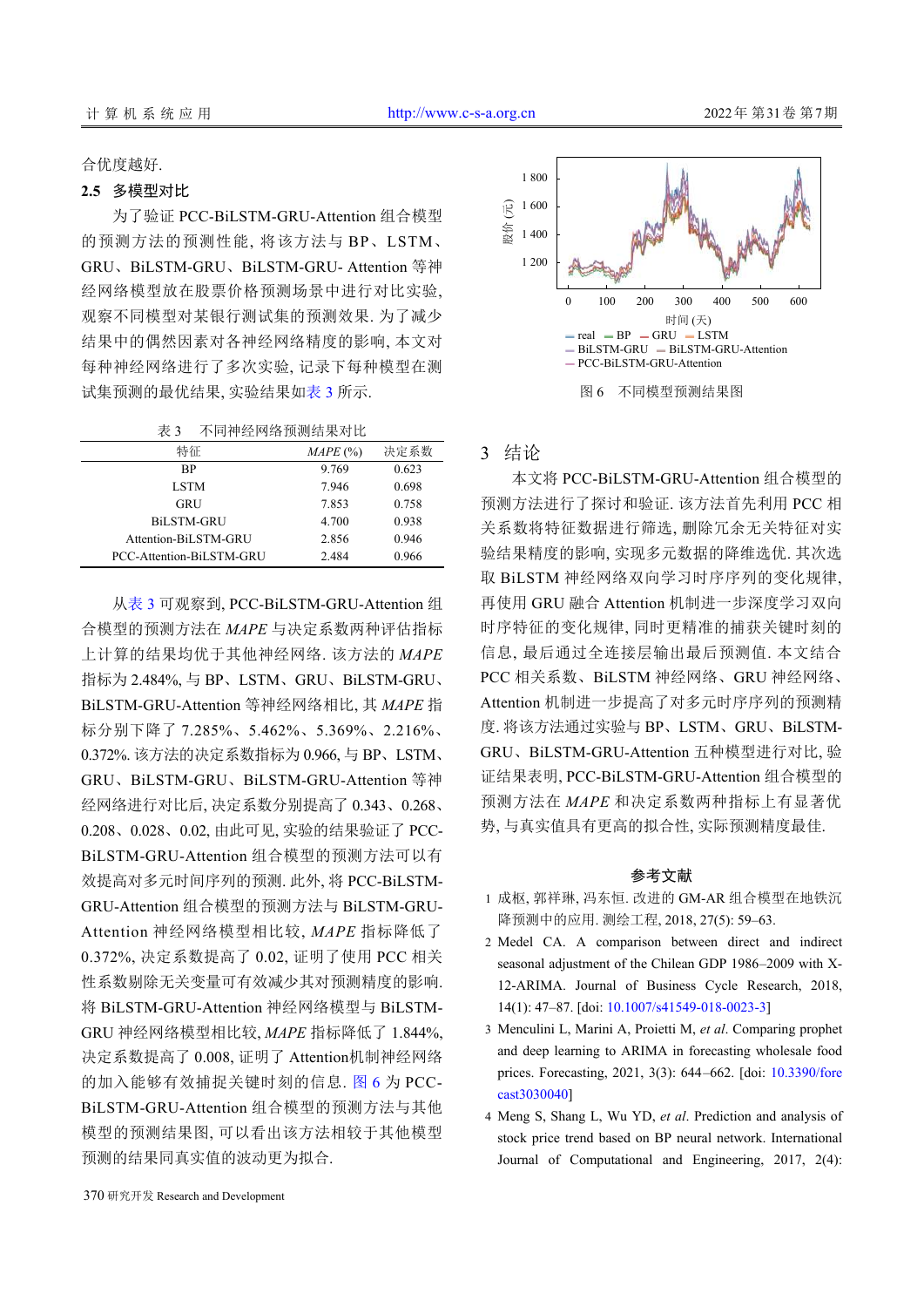合优度越好.

### 2.5 多模型对比

为了验证 PCC-BiLSTM-GRU-Attention 组合模型的预测方法的预测性能, 将该方法与 BP、LSTM、GRU、BiLSTM-GRU、BiLSTM-GRU- Attention 等神经网络模型放在股票价格预测场景中进行对比实验, 观察不同模型对某银行测试集的预测效果. 为了减少结果中的偶然因素对各神经网络精度的影响, 本文对每种神经网络进行了多次实验, 记录下每种模型在测试集预测的最优结果, 实验结果如表 3 所示.

表 3 不同神经网络预测结果对比

| 特征 | *MAPE* (%) | 决定系数 |
|---|---|---|
| BP | 9.769 | 0.623 |
| LSTM | 7.946 | 0.698 |
| GRU | 7.853 | 0.758 |
| BiLSTM-GRU | 4.700 | 0.938 |
| Attention-BiLSTM-GRU | 2.856 | 0.946 |
| PCC-Attention-BiLSTM-GRU | 2.484 | 0.966 |

从表 3 可观察到, PCC-BiLSTM-GRU-Attention 组合模型的预测方法在 *MAPE* 与决定系数两种评估指标上计算的结果均优于其他神经网络. 该方法的 *MAPE* 指标为 2.484%, 与 BP、LSTM、GRU、BiLSTM-GRU、BiLSTM-GRU-Attention 等神经网络相比, 其 *MAPE* 指标分别下降了 7.285%、5.462%、5.369%、2.216%、0.372%. 该方法的决定系数指标为 0.966, 与 BP、LSTM、GRU、BiLSTM-GRU、BiLSTM-GRU-Attention 等神经网络进行对比后, 决定系数分别提高了 0.343、0.268、0.208、0.028、0.02, 由此可见, 实验的结果验证了 PCC-BiLSTM-GRU-Attention 组合模型的预测方法可以有效提高对多元时间序列的预测. 此外, 将 PCC-BiLSTM-GRU-Attention 组合模型的预测方法与 BiLSTM-GRU-Attention 神经网络模型相比较, *MAPE* 指标降低了 0.372%, 决定系数提高了 0.02, 证明了使用 PCC 相关性系数剔除无关变量可有效减少其对预测精度的影响. 将 BiLSTM-GRU-Attention 神经网络模型与 BiLSTM-GRU 神经网络模型相比较, *MAPE* 指标降低了 1.844%, 决定系数提高了 0.008, 证明了 Attention机制神经网络的加入能够有效捕捉关键时刻的信息. 图 6 为 PCC-BiLSTM-GRU-Attention 组合模型的预测方法与其他模型的预测结果图, 可以看出该方法相较于其他模型预测的结果同真实值的波动更为拟合.

图 6 不同模型预测结果图

## 3 结论

本文将 PCC-BiLSTM-GRU-Attention 组合模型的预测方法进行了探讨和验证. 该方法首先利用 PCC 相关系数将特征数据进行筛选, 删除冗余无关特征对实验结果精度的影响, 实现多元数据的降维选优. 其次选取 BiLSTM 神经网络双向学习时序序列的变化规律, 再使用 GRU 融合 Attention 机制进一步深度学习双向时序特征的变化规律, 同时更精准的捕获关键时刻的信息, 最后通过全连接层输出最后预测值. 本文结合 PCC 相关系数、BiLSTM 神经网络、GRU 神经网络、Attention 机制进一步提高了对多元时序序列的预测精度. 将该方法通过实验与 BP、LSTM、GRU、BiLSTM-GRU、BiLSTM-GRU-Attention 五种模型进行对比, 验证结果表明, PCC-BiLSTM-GRU-Attention 组合模型的预测方法在 *MAPE* 和决定系数两种指标上有显著优势, 与真实值具有更高的拟合性, 实际预测精度最佳.

## 参考文献

1. 成枢, 郭祥琳, 冯东恒. 改进的 GM-AR 组合模型在地铁沉降预测中的应用. 测绘工程, 2018, 27(5): 59–63.
2. Medel CA. A comparison between direct and indirect seasonal adjustment of the Chilean GDP 1986–2009 with X-12-ARIMA. Journal of Business Cycle Research, 2018, 14(1): 47–87. [doi: 10.1007/s41549-018-0023-3]
3. Menculini L, Marini A, Proietti M, *et al*. Comparing prophet and deep learning to ARIMA in forecasting wholesale food prices. Forecasting, 2021, 3(3): 644–662. [doi: 10.3390/forecast3030040]
4. Meng S, Shang L, Wu YD, *et al*. Prediction and analysis of stock price trend based on BP neural network. International Journal of Computational and Engineering, 2017, 2(4):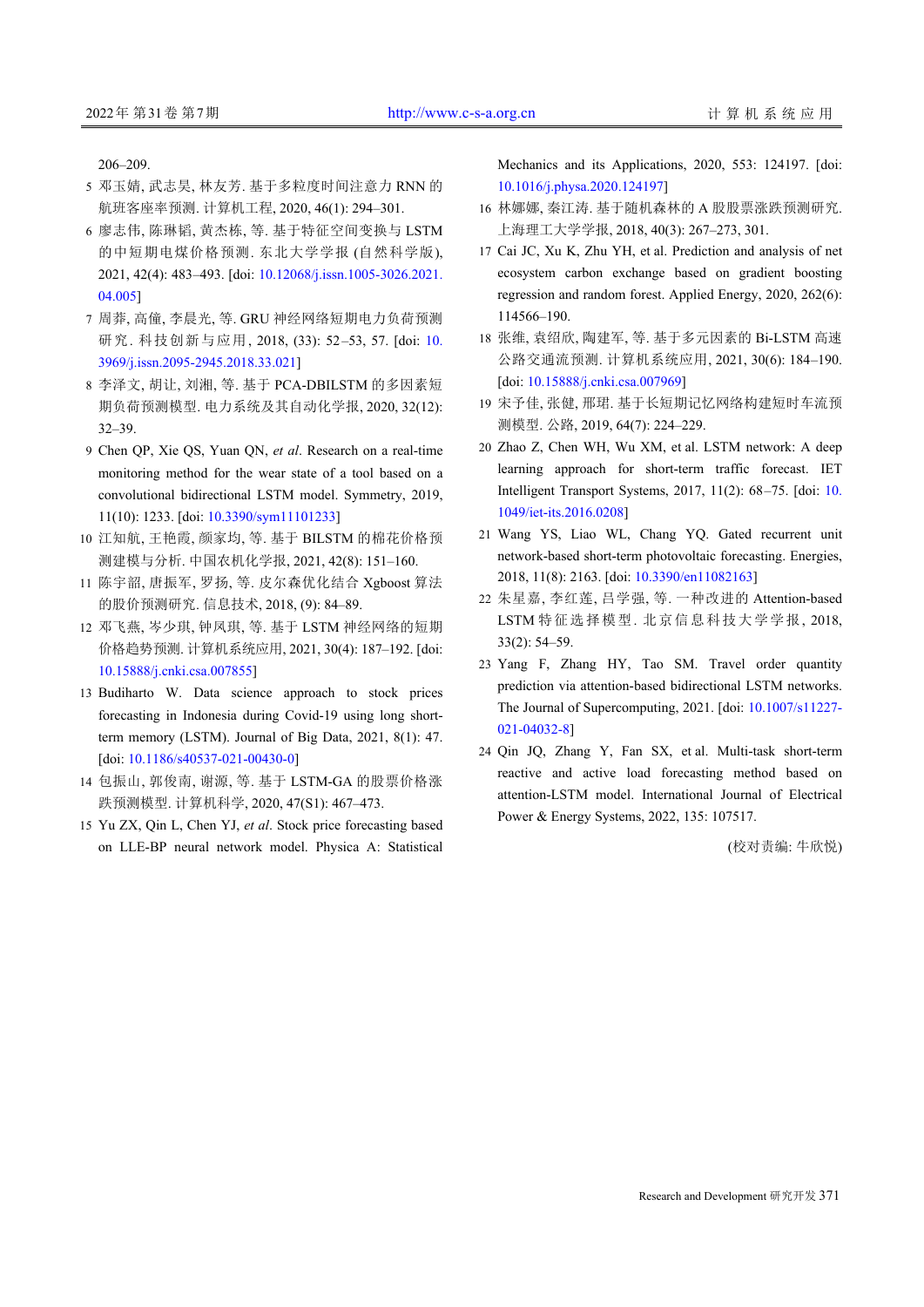206–209.

5 邓玉婧, 武志昊, 林友芳. 基于多粒度时间注意力 RNN 的航班客座率预测. 计算机工程, 2020, 46(1): 294–301.

6 廖志伟, 陈琳韬, 黄杰栋, 等. 基于特征空间变换与 LSTM 的中短期电煤价格预测. 东北大学学报 (自然科学版), 2021, 42(4): 483–493. [doi: 10.12068/j.issn.1005-3026.2021.04.005]

7 周莽, 高僮, 李晨光, 等. GRU 神经网络短期电力负荷预测研究. 科技创新与应用, 2018, (33): 52–53, 57. [doi: 10.3969/j.issn.2095-2945.2018.33.021]

8 李泽文, 胡让, 刘湘, 等. 基于 PCA-DBILSTM 的多因素短期负荷预测模型. 电力系统及其自动化学报, 2020, 32(12): 32–39.

9 Chen QP, Xie QS, Yuan QN, *et al*. Research on a real-time monitoring method for the wear state of a tool based on a convolutional bidirectional LSTM model. Symmetry, 2019, 11(10): 1233. [doi: 10.3390/sym11101233]

10 江知航, 王艳霞, 颜家均, 等. 基于 BILSTM 的棉花价格预测建模与分析. 中国农机化学报, 2021, 42(8): 151–160.

11 陈宇韶, 唐振军, 罗扬, 等. 皮尔森优化结合 Xgboost 算法的股价预测研究. 信息技术, 2018, (9): 84–89.

12 邓飞燕, 岑少琪, 钟凤琪, 等. 基于 LSTM 神经网络的短期价格趋势预测. 计算机系统应用, 2021, 30(4): 187–192. [doi: 10.15888/j.cnki.csa.007855]

13 Budiharto W. Data science approach to stock prices forecasting in Indonesia during Covid-19 using long short-term memory (LSTM). Journal of Big Data, 2021, 8(1): 47. [doi: 10.1186/s40537-021-00430-0]

14 包振山, 郭俊南, 谢源, 等. 基于 LSTM-GA 的股票价格涨跌预测模型. 计算机科学, 2020, 47(S1): 467–473.

15 Yu ZX, Qin L, Chen YJ, *et al*. Stock price forecasting based on LLE-BP neural network model. Physica A: Statistical Mechanics and its Applications, 2020, 553: 124197. [doi: 10.1016/j.physa.2020.124197]

16 林娜娜, 秦江涛. 基于随机森林的 A 股股票涨跌预测研究. 上海理工大学学报, 2018, 40(3): 267–273, 301.

17 Cai JC, Xu K, Zhu YH, et al. Prediction and analysis of net ecosystem carbon exchange based on gradient boosting regression and random forest. Applied Energy, 2020, 262(6): 114566–190.

18 张维, 袁绍欣, 陶建军, 等. 基于多元因素的 Bi-LSTM 高速公路交通流预测. 计算机系统应用, 2021, 30(6): 184–190. [doi: 10.15888/j.cnki.csa.007969]

19 宋予佳, 张健, 邢珺. 基于长短期记忆网络构建短时车流预测模型. 公路, 2019, 64(7): 224–229.

20 Zhao Z, Chen WH, Wu XM, et al. LSTM network: A deep learning approach for short-term traffic forecast. IET Intelligent Transport Systems, 2017, 11(2): 68–75. [doi: 10.1049/iet-its.2016.0208]

21 Wang YS, Liao WL, Chang YQ. Gated recurrent unit network-based short-term photovoltaic forecasting. Energies, 2018, 11(8): 2163. [doi: 10.3390/en11082163]

22 朱星嘉, 李红莲, 吕学强, 等. 一种改进的 Attention-based LSTM 特征选择模型. 北京信息科技大学学报, 2018, 33(2): 54–59.

23 Yang F, Zhang HY, Tao SM. Travel order quantity prediction via attention-based bidirectional LSTM networks. The Journal of Supercomputing, 2021. [doi: 10.1007/s11227-021-04032-8]

24 Qin JQ, Zhang Y, Fan SX, et al. Multi-task short-term reactive and active load forecasting method based on attention-LSTM model. International Journal of Electrical Power & Energy Systems, 2022, 135: 107517.

(校对责编: 牛欣悦)